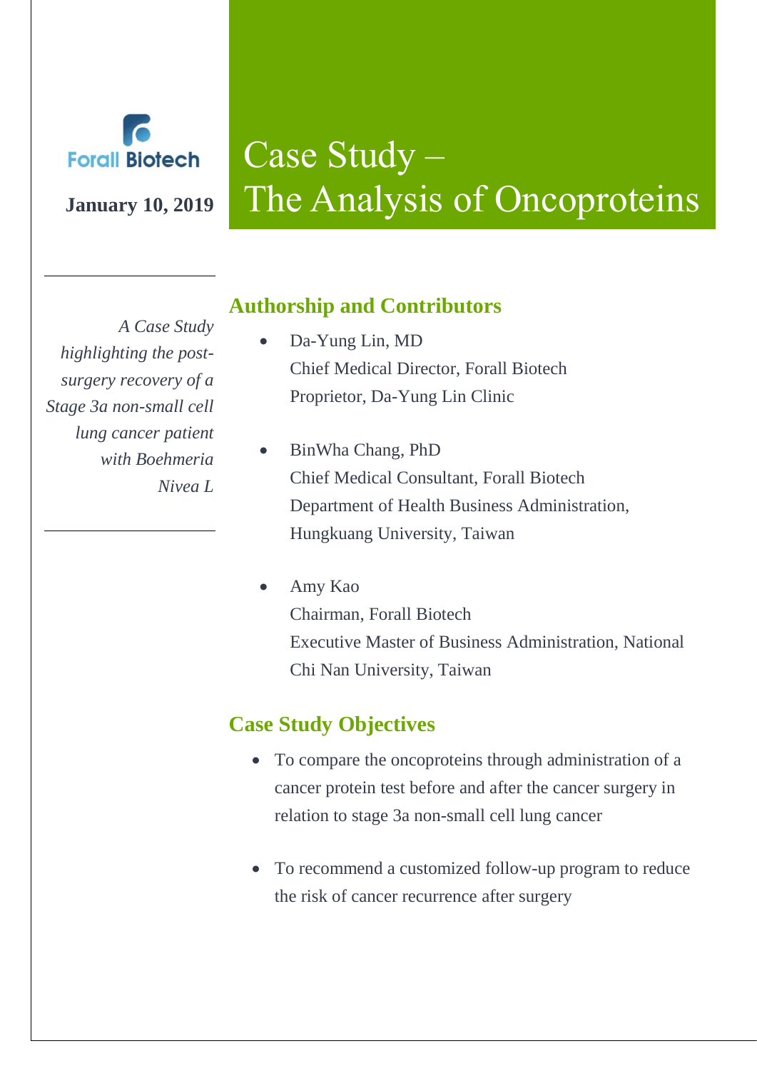Forall Biotech

**January 10, 2019**

# Case Study – The Analysis of Oncoproteins

*A Case Study highlighting the post-surgery recovery of a Stage 3a non-small cell lung cancer patient with Boehmeria Nivea L*

## Authorship and Contributors

- Da-Yung Lin, MD
  Chief Medical Director, Forall Biotech
  Proprietor, Da-Yung Lin Clinic

- BinWha Chang, PhD
  Chief Medical Consultant, Forall Biotech
  Department of Health Business Administration, Hungkuang University, Taiwan

- Amy Kao
  Chairman, Forall Biotech
  Executive Master of Business Administration, National Chi Nan University, Taiwan

## Case Study Objectives

- To compare the oncoproteins through administration of a cancer protein test before and after the cancer surgery in relation to stage 3a non-small cell lung cancer

- To recommend a customized follow-up program to reduce the risk of cancer recurrence after surgery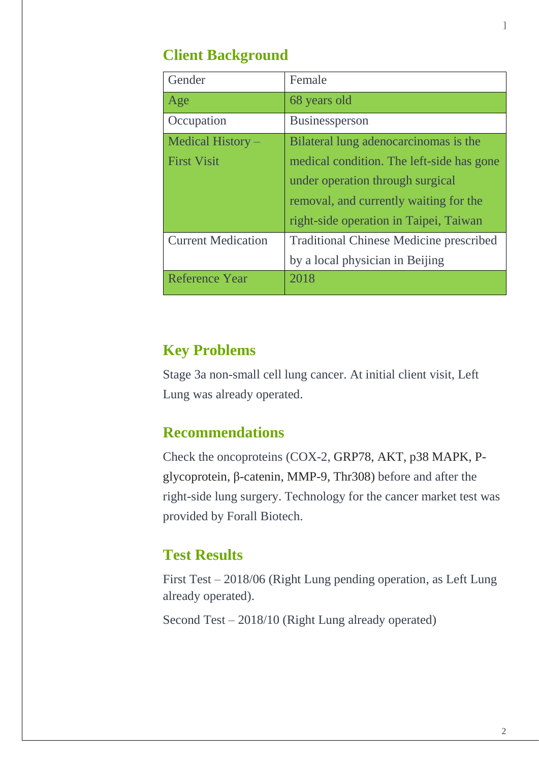## Client Background

| Gender | Female |
|---|---|
| Age | 68 years old |
| Occupation | Businessperson |
| Medical History – First Visit | Bilateral lung adenocarcinomas is the medical condition. The left-side has gone under operation through surgical removal, and currently waiting for the right-side operation in Taipei, Taiwan |
| Current Medication | Traditional Chinese Medicine prescribed by a local physician in Beijing |
| Reference Year | 2018 |

## Key Problems

Stage 3a non-small cell lung cancer. At initial client visit, Left Lung was already operated.

## Recommendations

Check the oncoproteins (COX-2, GRP78, AKT, p38 MAPK, P-glycoprotein, β-catenin, MMP-9, Thr308) before and after the right-side lung surgery. Technology for the cancer market test was provided by Forall Biotech.

## Test Results

First Test – 2018/06 (Right Lung pending operation, as Left Lung already operated).

Second Test – 2018/10 (Right Lung already operated)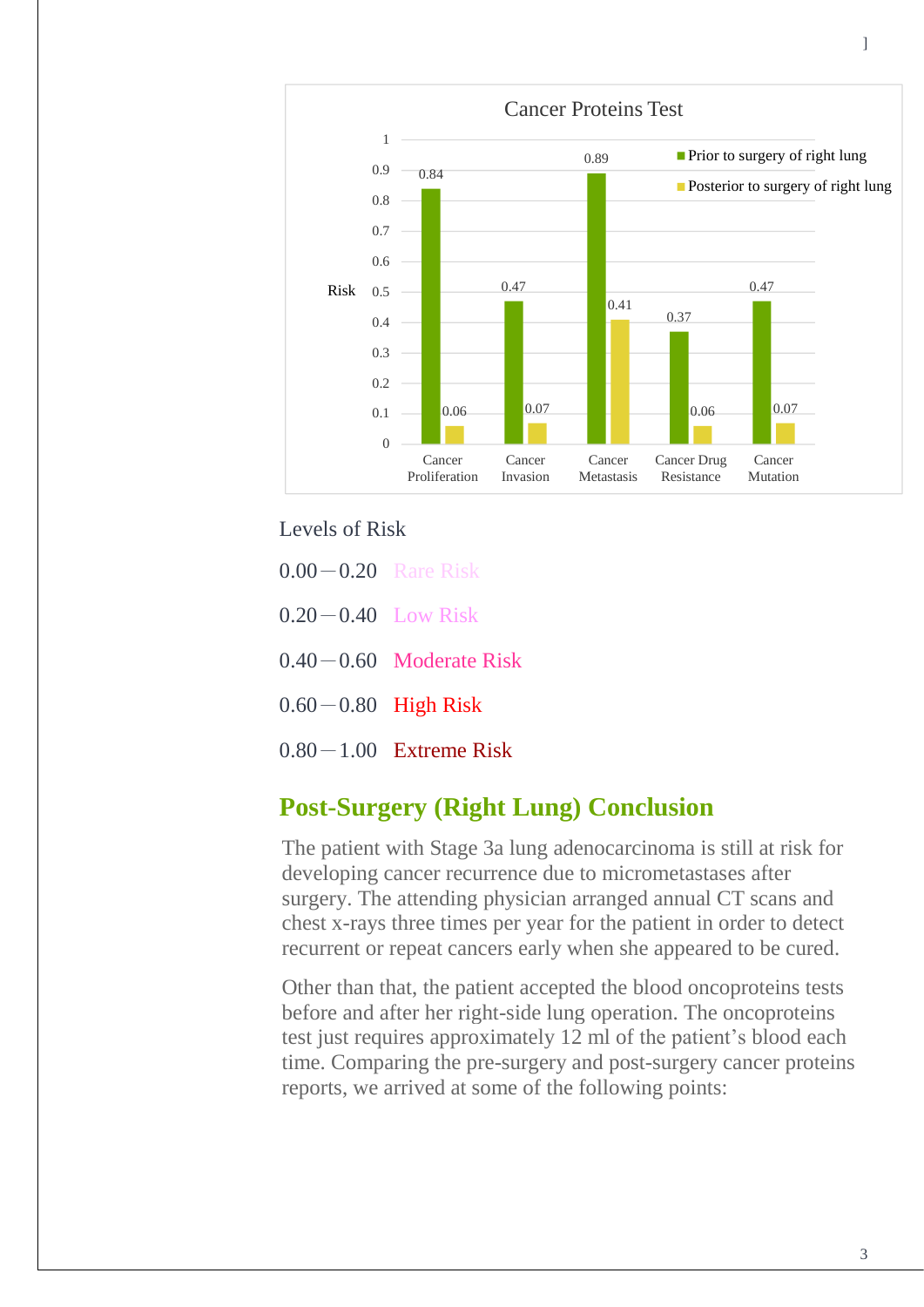Cancer Proteins Test

| Risk | Cancer Proliferation | Cancer Invasion | Cancer Metastasis | Cancer Drug Resistance | Cancer Mutation |
| --- | --- | --- | --- | --- | --- |
| Prior to surgery of right lung | 0.84 | 0.47 | 0.89 | 0.37 | 0.47 |
| Posterior to surgery of right lung | 0.06 | 0.07 | 0.41 | 0.06 | 0.07 |

Levels of Risk

0.00—0.20 Rare Risk

0.20—0.40 Low Risk

0.40—0.60 Moderate Risk

0.60—0.80 High Risk

0.80—1.00 Extreme Risk

## Post-Surgery (Right Lung) Conclusion

The patient with Stage 3a lung adenocarcinoma is still at risk for developing cancer recurrence due to micrometastases after surgery. The attending physician arranged annual CT scans and chest x-rays three times per year for the patient in order to detect recurrent or repeat cancers early when she appeared to be cured.

Other than that, the patient accepted the blood oncoproteins tests before and after her right-side lung operation. The oncoproteins test just requires approximately 12 ml of the patient's blood each time. Comparing the pre-surgery and post-surgery cancer proteins reports, we arrived at some of the following points: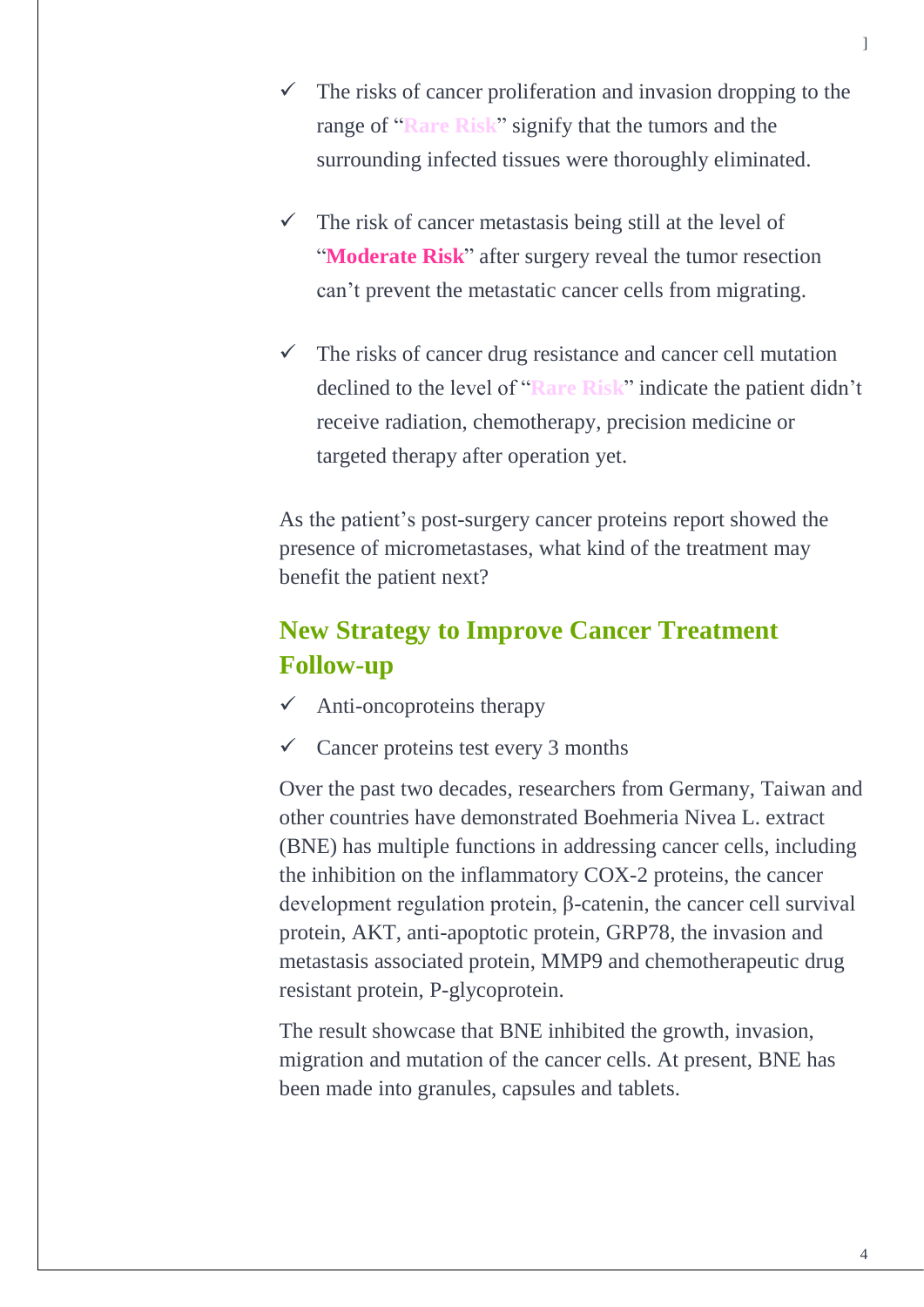- ✓ The risks of cancer proliferation and invasion dropping to the range of "**Rare Risk**" signify that the tumors and the surrounding infected tissues were thoroughly eliminated.

- ✓ The risk of cancer metastasis being still at the level of "**Moderate Risk**" after surgery reveal the tumor resection can't prevent the metastatic cancer cells from migrating.

- ✓ The risks of cancer drug resistance and cancer cell mutation declined to the level of "**Rare Risk**" indicate the patient didn't receive radiation, chemotherapy, precision medicine or targeted therapy after operation yet.

As the patient's post-surgery cancer proteins report showed the presence of micrometastases, what kind of the treatment may benefit the patient next?

## New Strategy to Improve Cancer Treatment Follow-up

- ✓ Anti-oncoproteins therapy
- ✓ Cancer proteins test every 3 months

Over the past two decades, researchers from Germany, Taiwan and other countries have demonstrated Boehmeria Nivea L. extract (BNE) has multiple functions in addressing cancer cells, including the inhibition on the inflammatory COX-2 proteins, the cancer development regulation protein, β-catenin, the cancer cell survival protein, AKT, anti-apoptotic protein, GRP78, the invasion and metastasis associated protein, MMP9 and chemotherapeutic drug resistant protein, P-glycoprotein.

The result showcase that BNE inhibited the growth, invasion, migration and mutation of the cancer cells. At present, BNE has been made into granules, capsules and tablets.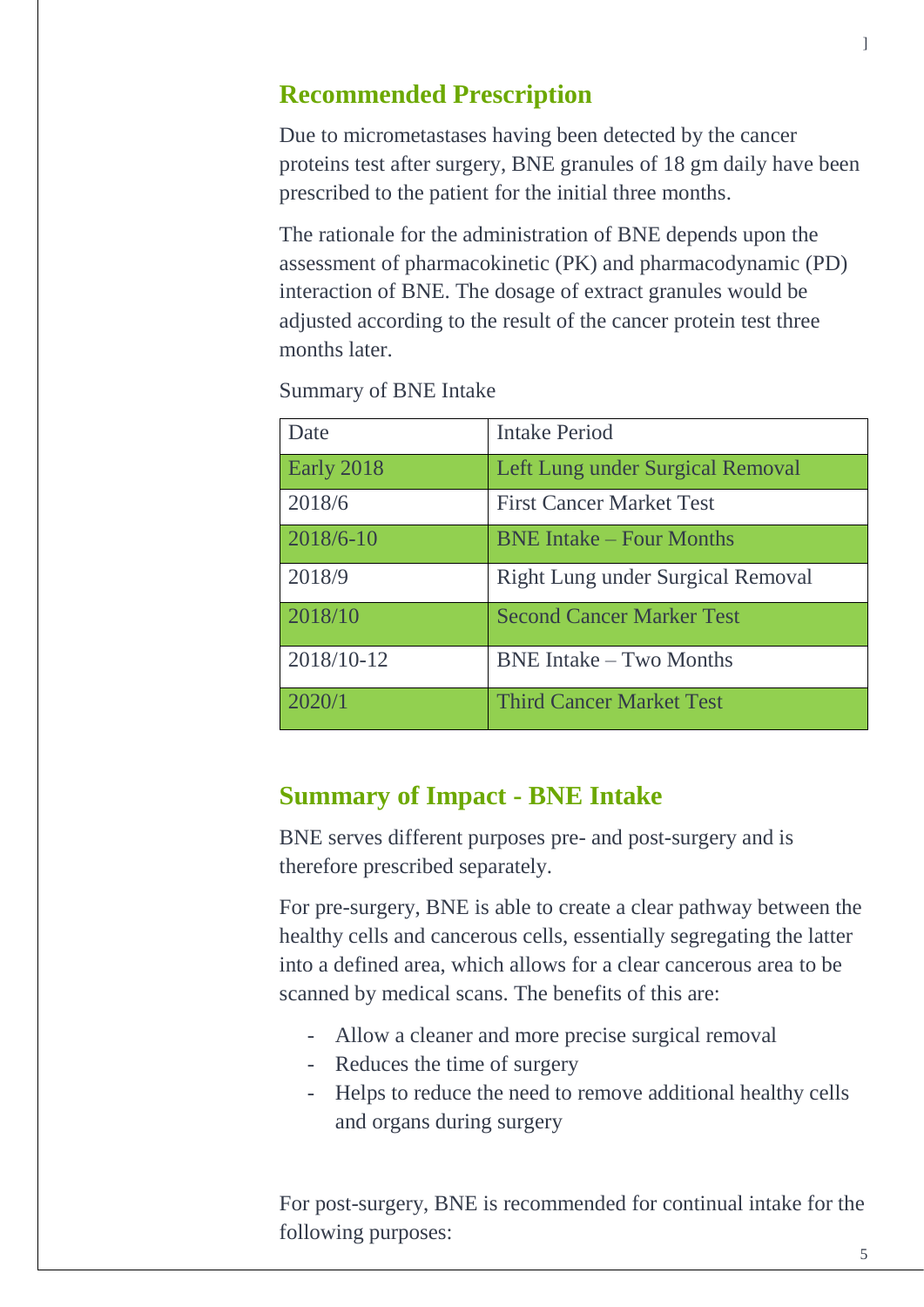## Recommended Prescription

Due to micrometastases having been detected by the cancer proteins test after surgery, BNE granules of 18 gm daily have been prescribed to the patient for the initial three months.

The rationale for the administration of BNE depends upon the assessment of pharmacokinetic (PK) and pharmacodynamic (PD) interaction of BNE. The dosage of extract granules would be adjusted according to the result of the cancer protein test three months later.

Summary of BNE Intake

| Date | Intake Period |
| --- | --- |
| Early 2018 | Left Lung under Surgical Removal |
| 2018/6 | First Cancer Market Test |
| 2018/6-10 | BNE Intake – Four Months |
| 2018/9 | Right Lung under Surgical Removal |
| 2018/10 | Second Cancer Marker Test |
| 2018/10-12 | BNE Intake – Two Months |
| 2020/1 | Third Cancer Market Test |

## Summary of Impact - BNE Intake

BNE serves different purposes pre- and post-surgery and is therefore prescribed separately.

For pre-surgery, BNE is able to create a clear pathway between the healthy cells and cancerous cells, essentially segregating the latter into a defined area, which allows for a clear cancerous area to be scanned by medical scans. The benefits of this are:

- Allow a cleaner and more precise surgical removal
- Reduces the time of surgery
- Helps to reduce the need to remove additional healthy cells and organs during surgery

For post-surgery, BNE is recommended for continual intake for the following purposes: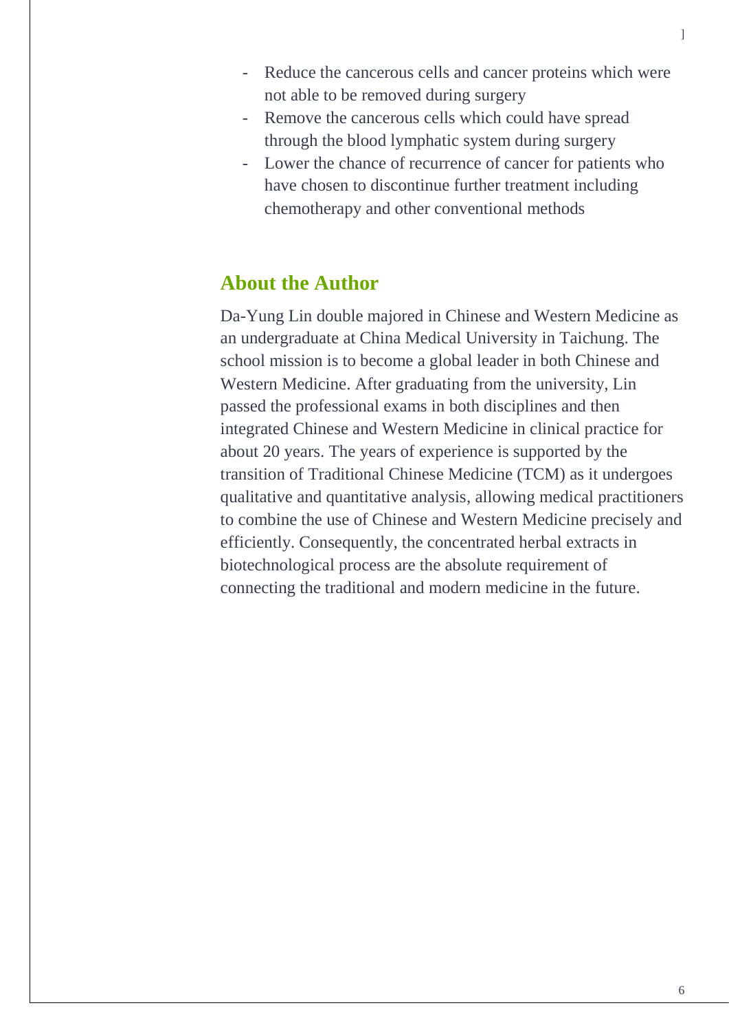- Reduce the cancerous cells and cancer proteins which were not able to be removed during surgery
- Remove the cancerous cells which could have spread through the blood lymphatic system during surgery
- Lower the chance of recurrence of cancer for patients who have chosen to discontinue further treatment including chemotherapy and other conventional methods

## About the Author

Da-Yung Lin double majored in Chinese and Western Medicine as an undergraduate at China Medical University in Taichung. The school mission is to become a global leader in both Chinese and Western Medicine. After graduating from the university, Lin passed the professional exams in both disciplines and then integrated Chinese and Western Medicine in clinical practice for about 20 years. The years of experience is supported by the transition of Traditional Chinese Medicine (TCM) as it undergoes qualitative and quantitative analysis, allowing medical practitioners to combine the use of Chinese and Western Medicine precisely and efficiently. Consequently, the concentrated herbal extracts in biotechnological process are the absolute requirement of connecting the traditional and modern medicine in the future.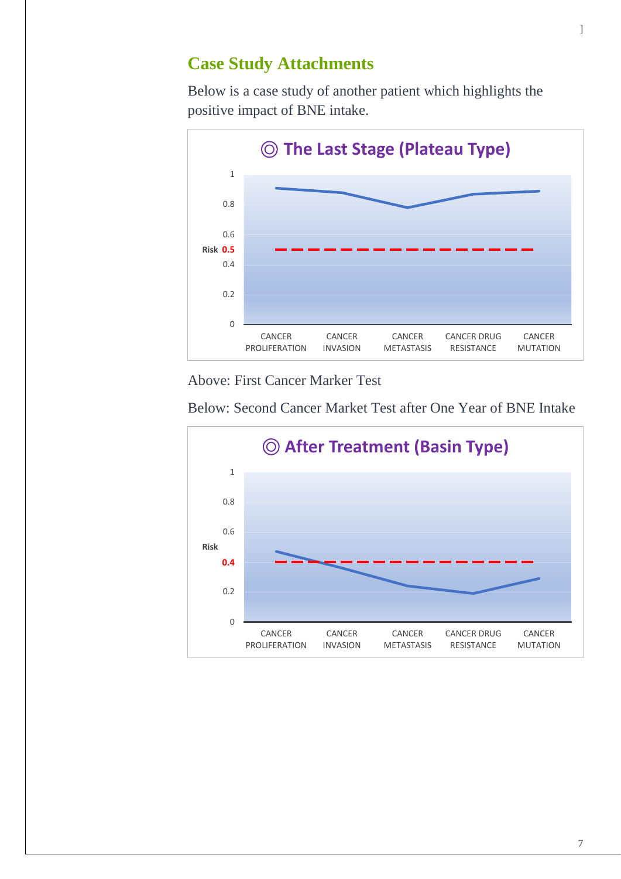## Case Study Attachments

Below is a case study of another patient which highlights the positive impact of BNE intake.

◎ The Last Stage (Plateau Type)

Risk 0.5

CANCER PROLIFERATION | CANCER INVASION | CANCER METASTASIS | CANCER DRUG RESISTANCE | CANCER MUTATION

Above: First Cancer Marker Test

Below: Second Cancer Market Test after One Year of BNE Intake

◎ After Treatment (Basin Type)

Risk 0.4

CANCER PROLIFERATION | CANCER INVASION | CANCER METASTASIS | CANCER DRUG RESISTANCE | CANCER MUTATION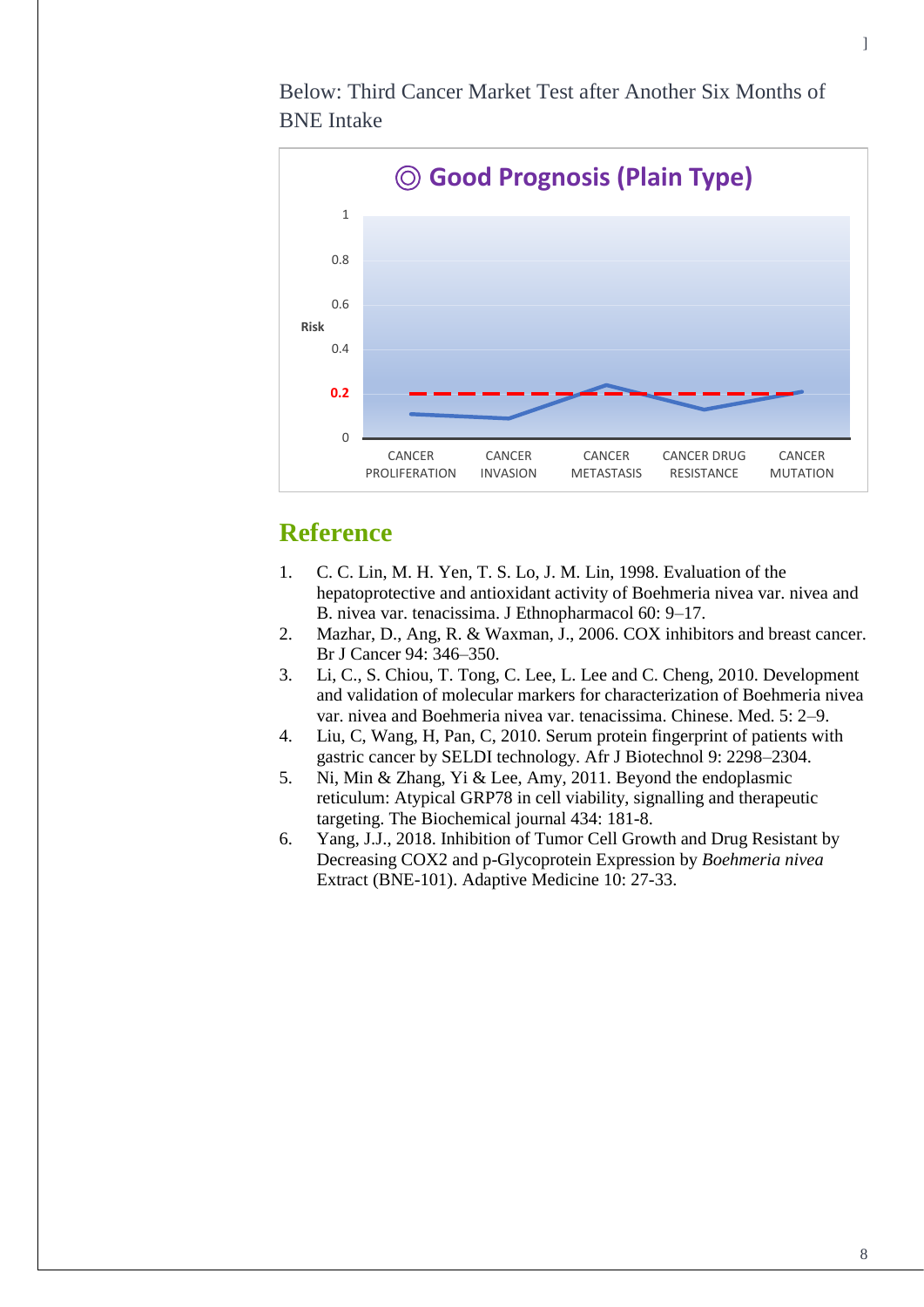Below: Third Cancer Market Test after Another Six Months of BNE Intake

◎ Good Prognosis (Plain Type)

Risk

1
0.8
0.6
0.4
0.2
0

CANCER PROLIFERATION
CANCER INVASION
CANCER METASTASIS
CANCER DRUG RESISTANCE
CANCER MUTATION

## Reference

1. C. C. Lin, M. H. Yen, T. S. Lo, J. M. Lin, 1998. Evaluation of the hepatoprotective and antioxidant activity of Boehmeria nivea var. nivea and B. nivea var. tenacissima. J Ethnopharmacol 60: 9–17.
2. Mazhar, D., Ang, R. & Waxman, J., 2006. COX inhibitors and breast cancer. Br J Cancer 94: 346–350.
3. Li, C., S. Chiou, T. Tong, C. Lee, L. Lee and C. Cheng, 2010. Development and validation of molecular markers for characterization of Boehmeria nivea var. nivea and Boehmeria nivea var. tenacissima. Chinese. Med. 5: 2–9.
4. Liu, C, Wang, H, Pan, C, 2010. Serum protein fingerprint of patients with gastric cancer by SELDI technology. Afr J Biotechnol 9: 2298–2304.
5. Ni, Min & Zhang, Yi & Lee, Amy, 2011. Beyond the endoplasmic reticulum: Atypical GRP78 in cell viability, signalling and therapeutic targeting. The Biochemical journal 434: 181-8.
6. Yang, J.J., 2018. Inhibition of Tumor Cell Growth and Drug Resistant by Decreasing COX2 and p-Glycoprotein Expression by *Boehmeria nivea* Extract (BNE-101). Adaptive Medicine 10: 27-33.